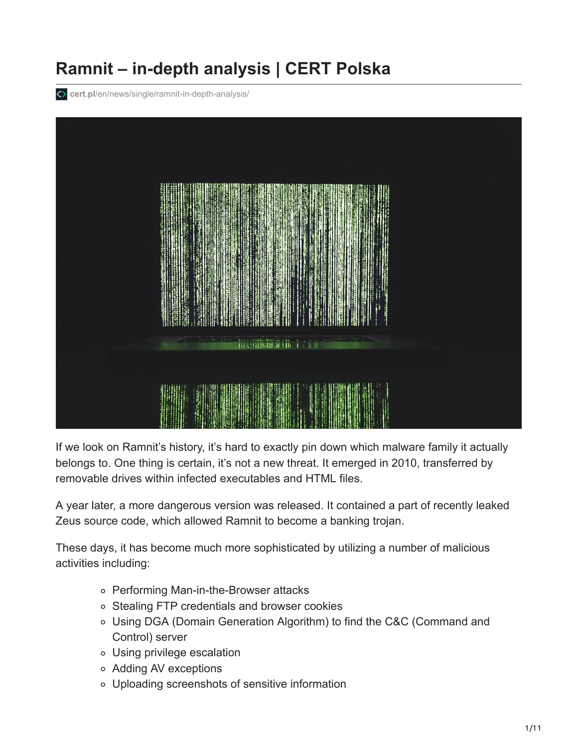# Ramnit – in-depth analysis | CERT Polska

cert.pl/en/news/single/ramnit-in-depth-analysis/

If we look on Ramnit's history, it's hard to exactly pin down which malware family it actually belongs to. One thing is certain, it's not a new threat. It emerged in 2010, transferred by removable drives within infected executables and HTML files.

A year later, a more dangerous version was released. It contained a part of recently leaked Zeus source code, which allowed Ramnit to become a banking trojan.

These days, it has become much more sophisticated by utilizing a number of malicious activities including:

- Performing Man-in-the-Browser attacks
- Stealing FTP credentials and browser cookies
- Using DGA (Domain Generation Algorithm) to find the C&C (Command and Control) server
- Using privilege escalation
- Adding AV exceptions
- Uploading screenshots of sensitive information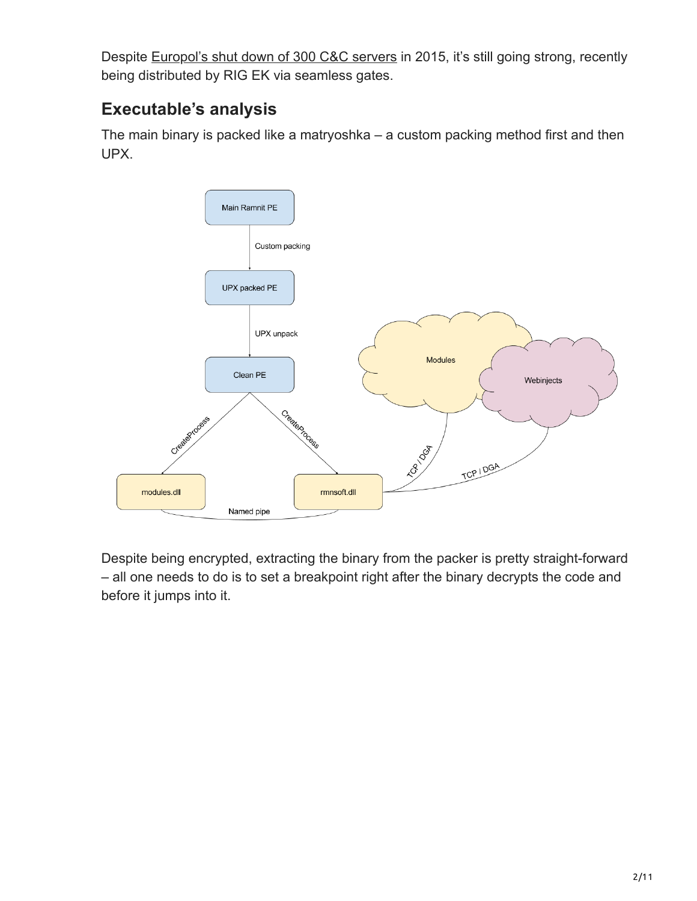Despite Europol's shut down of 300 C&C servers in 2015, it's still going strong, recently being distributed by RIG EK via seamless gates.

## Executable's analysis

The main binary is packed like a matryoshka – a custom packing method first and then UPX.

Despite being encrypted, extracting the binary from the packer is pretty straight-forward – all one needs to do is to set a breakpoint right after the binary decrypts the code and before it jumps into it.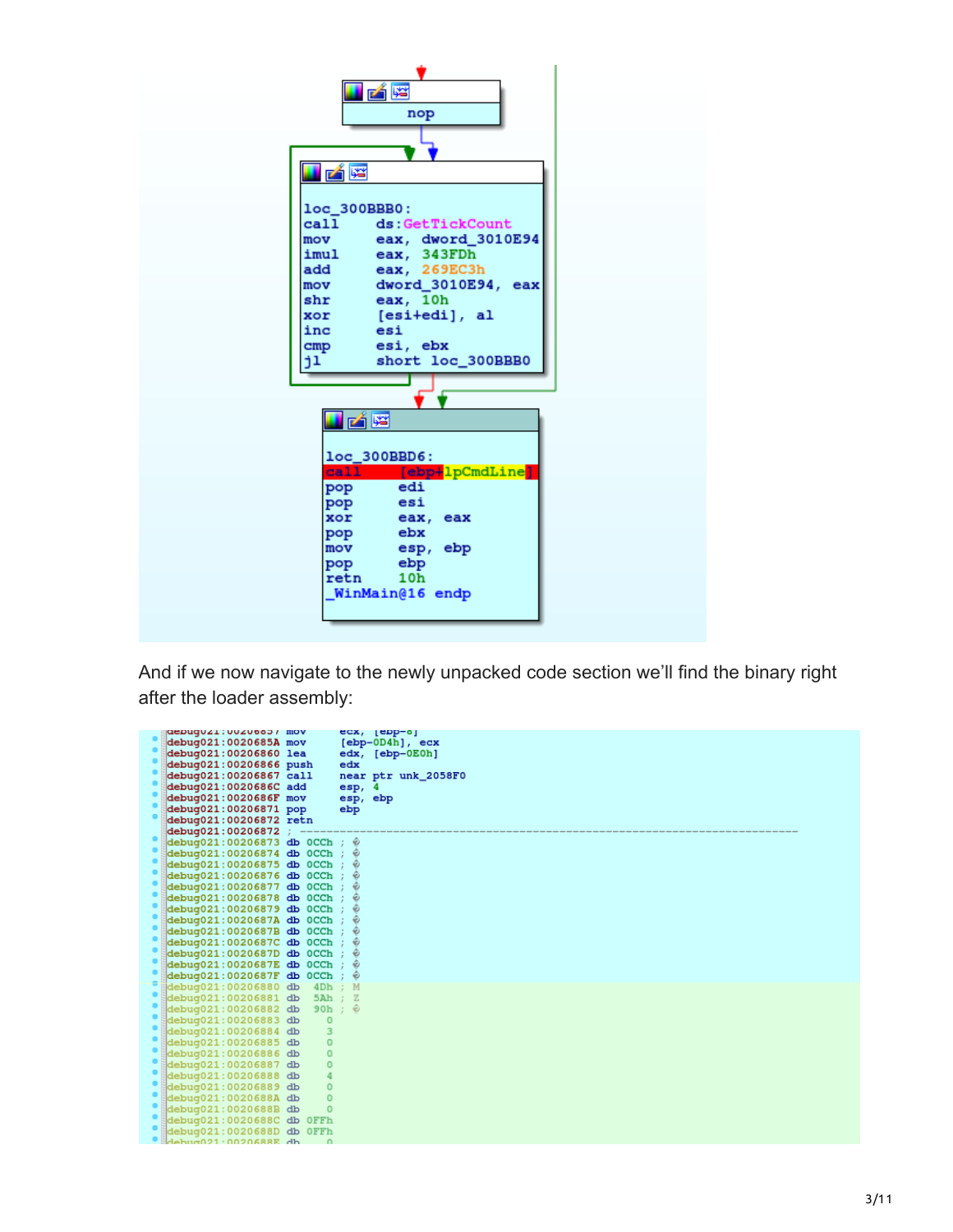```
nop
```

```
loc_300BBB0:
call    ds:GetTickCount
mov     eax, dword_3010E94
imul    eax, 343FDh
add     eax, 269EC3h
mov     dword_3010E94, eax
shr     eax, 10h
xor     [esi+edi], al
inc     esi
cmp     esi, ebx
jl      short loc_300BBB0
```

```
loc_300BBD6:
call    [ebp+lpCmdLine]
pop     edi
pop     esi
xor     eax, eax
pop     ebx
mov     esp, ebp
pop     ebp
retn    10h
_WinMain@16 endp
```

And if we now navigate to the newly unpacked code section we'll find the binary right after the loader assembly:

```
debug021:00206857 mov     ecx, [ebp-8]
debug021:0020685A mov     [ebp-0D4h], ecx
debug021:00206860 lea     edx, [ebp-0E0h]
debug021:00206866 push    edx
debug021:00206867 call    near ptr unk_2058F0
debug021:0020686C add     esp, 4
debug021:0020686F mov     esp, ebp
debug021:00206871 pop     ebp
debug021:00206872 retn
debug021:00206872 ; ---------------------------------------------------------------------------
debug021:00206873 db 0CCh ; �
debug021:00206874 db 0CCh ; �
debug021:00206875 db 0CCh ; �
debug021:00206876 db 0CCh ; �
debug021:00206877 db 0CCh ; �
debug021:00206878 db 0CCh ; �
debug021:00206879 db 0CCh ; �
debug021:0020687A db 0CCh ; �
debug021:0020687B db 0CCh ; �
debug021:0020687C db 0CCh ; �
debug021:0020687D db 0CCh ; �
debug021:0020687E db 0CCh ; �
debug021:0020687F db 0CCh ; �
debug021:00206880 db  4Dh ; M
debug021:00206881 db  5Ah ; Z
debug021:00206882 db  90h ; �
debug021:00206883 db    0
debug021:00206884 db    3
debug021:00206885 db    0
debug021:00206886 db    0
debug021:00206887 db    0
debug021:00206888 db    4
debug021:00206889 db    0
debug021:0020688A db    0
debug021:0020688B db    0
debug021:0020688C db 0FFh
debug021:0020688D db 0FFh
debug021:0020688E db    0
```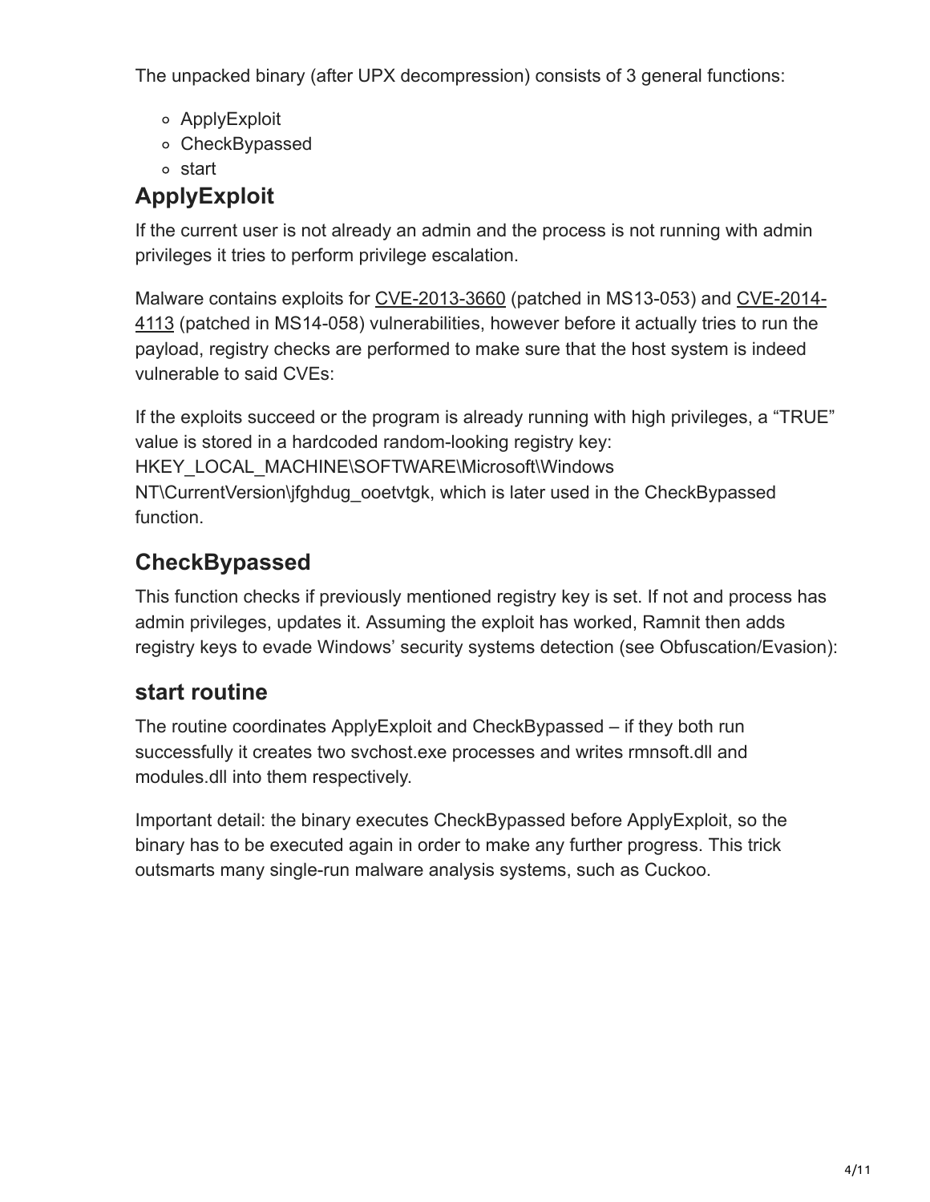The unpacked binary (after UPX decompression) consists of 3 general functions:

- ApplyExploit
- CheckBypassed
- start

## ApplyExploit

If the current user is not already an admin and the process is not running with admin privileges it tries to perform privilege escalation.

Malware contains exploits for CVE-2013-3660 (patched in MS13-053) and CVE-2014-4113 (patched in MS14-058) vulnerabilities, however before it actually tries to run the payload, registry checks are performed to make sure that the host system is indeed vulnerable to said CVEs:

If the exploits succeed or the program is already running with high privileges, a "TRUE" value is stored in a hardcoded random-looking registry key: HKEY_LOCAL_MACHINE\SOFTWARE\Microsoft\Windows NT\CurrentVersion\jfghdug_ooetvtgk, which is later used in the CheckBypassed function.

## CheckBypassed

This function checks if previously mentioned registry key is set. If not and process has admin privileges, updates it. Assuming the exploit has worked, Ramnit then adds registry keys to evade Windows' security systems detection (see Obfuscation/Evasion):

## start routine

The routine coordinates ApplyExploit and CheckBypassed – if they both run successfully it creates two svchost.exe processes and writes rmnsoft.dll and modules.dll into them respectively.

Important detail: the binary executes CheckBypassed before ApplyExploit, so the binary has to be executed again in order to make any further progress. This trick outsmarts many single-run malware analysis systems, such as Cuckoo.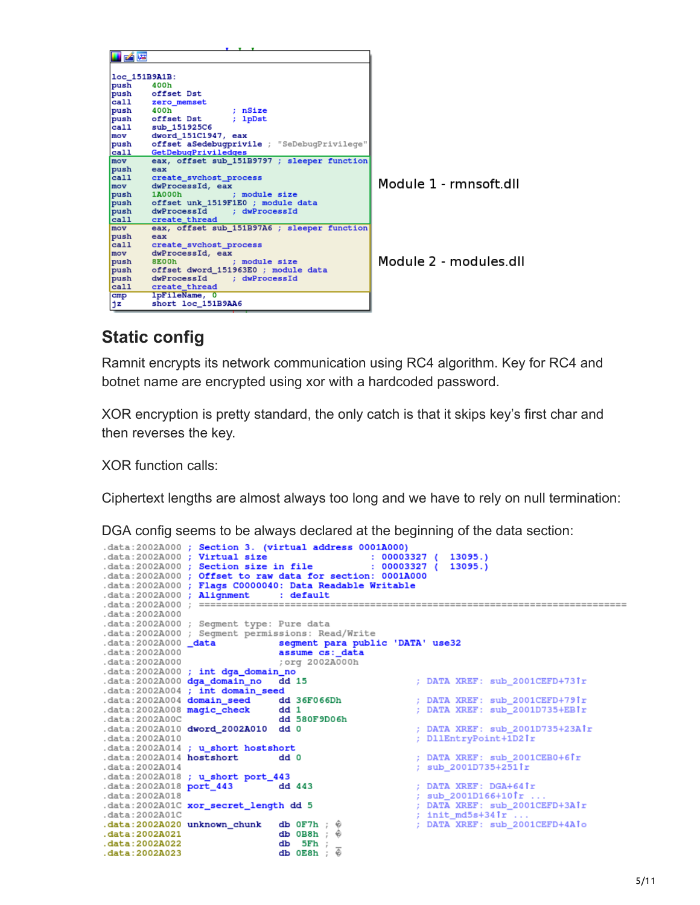```
loc_151B9A1B:
push    400h
push    offset Dst
call    zero_memset
push    400h                ; nSize
push    offset Dst          ; lpDst
call    sub_151925C6
mov     dword_151C1947, eax
push    offset aSedebugprivile ; "SeDebugPrivilege"
call    GetDebugPriviledges
mov     eax, offset sub_151B9797 ; sleeper function
push    eax
call    create_svchost_process
mov     dwProcessId, eax
push    1A000h              ; module size
push    offset unk_1519F1E0 ; module data
push    dwProcessId         ; dwProcessId
call    create_thread
mov     eax, offset sub_151B97A6 ; sleeper function
push    eax
call    create_svchost_process
mov     dwProcessId, eax
push    8E00h               ; module size
push    offset dword_151963E0 ; module data
push    dwProcessId         ; dwProcessId
call    create_thread
cmp     lpFileName, 0
jz      short loc_151B9AA6
```

Module 1 - rmnsoft.dll

Module 2 - modules.dll

## Static config

Ramnit encrypts its network communication using RC4 algorithm. Key for RC4 and botnet name are encrypted using xor with a hardcoded password.

XOR encryption is pretty standard, the only catch is that it skips key's first char and then reverses the key.

XOR function calls:

Ciphertext lengths are almost always too long and we have to rely on null termination:

DGA config seems to be always declared at the beginning of the data section:

```
.data:2002A000 ; Section 3. (virtual address 0001A000)
.data:2002A000 ; Virtual size                  : 00003327 (  13095.)
.data:2002A000 ; Section size in file          : 00003327 (  13095.)
.data:2002A000 ; Offset to raw data for section: 0001A000
.data:2002A000 ; Flags C0000040: Data Readable Writable
.data:2002A000 ; Alignment     : default
.data:2002A000 ; ===========================================================================
.data:2002A000
.data:2002A000 ; Segment type: Pure data
.data:2002A000 ; Segment permissions: Read/Write
.data:2002A000 _data           segment para public 'DATA' use32
.data:2002A000                 assume cs:_data
.data:2002A000                 ;org 2002A000h
.data:2002A000 ; int dga_domain_no
.data:2002A000 dga_domain_no   dd 15                   ; DATA XREF: sub_2001CEFD+73↑r
.data:2002A004 ; int domain_seed
.data:2002A004 domain_seed     dd 36F066Dh             ; DATA XREF: sub_2001CEFD+79↑r
.data:2002A008 magic_check     dd 1                    ; DATA XREF: sub_2001D735+EB↑r
.data:2002A00C                 dd 580F9D06h
.data:2002A010 dword_2002A010  dd 0                    ; DATA XREF: sub_2001D735+23A↑r
.data:2002A010                                         ; DllEntryPoint+1D2↑r
.data:2002A014 ; u_short hostshort
.data:2002A014 hostshort       dd 0                    ; DATA XREF: sub_2001CEB0+6↑r
.data:2002A014                                         ; sub_2001D735+251↑r
.data:2002A018 ; u_short port_443
.data:2002A018 port_443        dd 443                  ; DATA XREF: DGA+64↑r
.data:2002A018                                         ; sub_2001D166+10↑r ...
.data:2002A01C xor_secret_length dd 5                  ; DATA XREF: sub_2001CEFD+3A↑r
.data:2002A01C                                         ; init_md5s+34↑r ...
.data:2002A020 unknown_chunk   db 0F7h ; ÷             ; DATA XREF: sub_2001CEFD+4A↑o
.data:2002A021                 db 0B8h ; ¸
.data:2002A022                 db  5Fh ; _
.data:2002A023                 db 0E8h ; è
```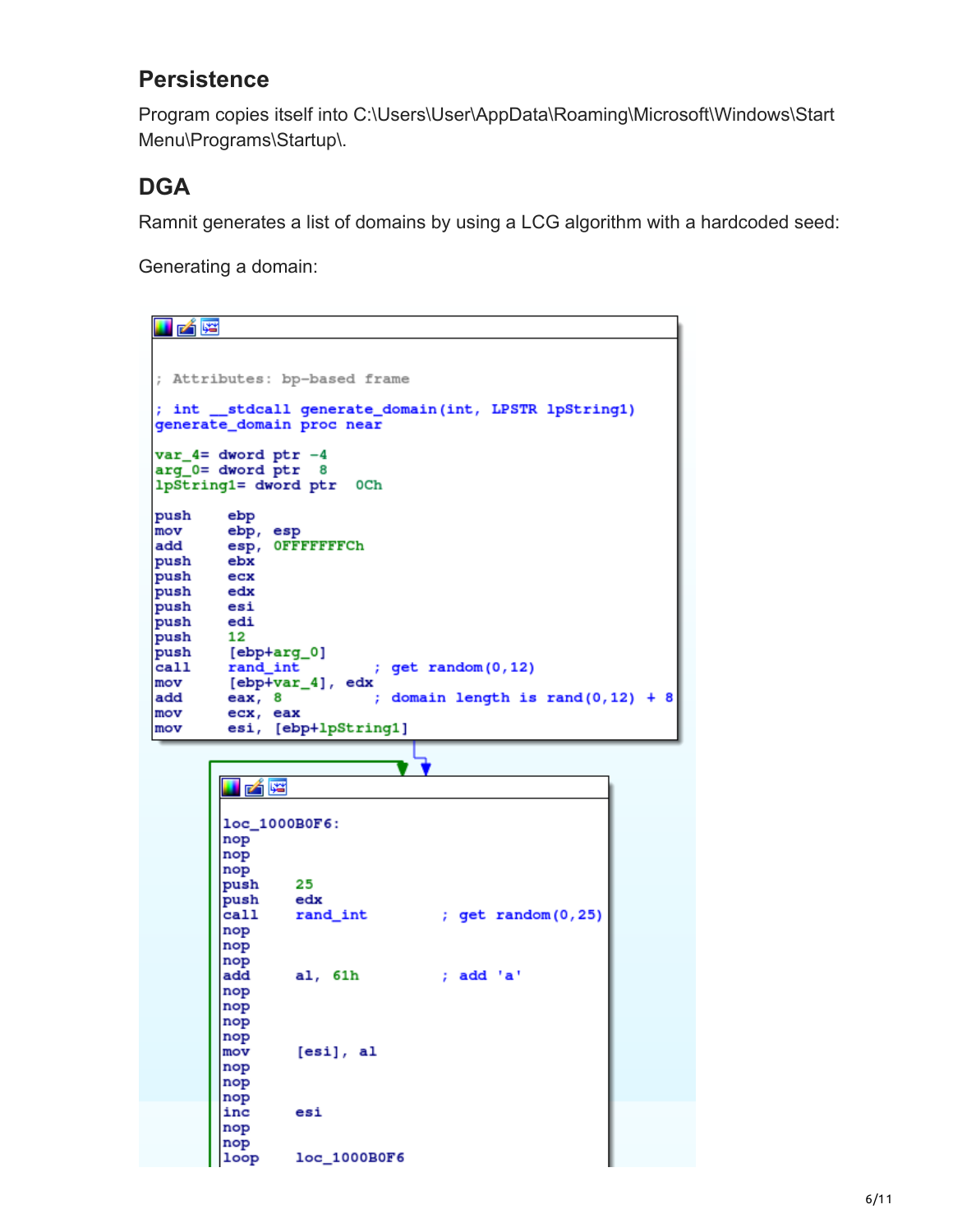## Persistence

Program copies itself into C:\Users\User\AppData\Roaming\Microsoft\Windows\Start Menu\Programs\Startup\.

## DGA

Ramnit generates a list of domains by using a LCG algorithm with a hardcoded seed:

Generating a domain:

```
; Attributes: bp-based frame

; int __stdcall generate_domain(int, LPSTR lpString1)
generate_domain proc near

var_4= dword ptr -4
arg_0= dword ptr  8
lpString1= dword ptr  0Ch

push    ebp
mov     ebp, esp
add     esp, 0FFFFFFFCh
push    ebx
push    ecx
push    edx
push    esi
push    edi
push    12
push    [ebp+arg_0]
call    rand_int        ; get random(0,12)
mov     [ebp+var_4], edx
add     eax, 8          ; domain length is rand(0,12) + 8
mov     ecx, eax
mov     esi, [ebp+lpString1]
```

```
loc_1000B0F6:
nop
nop
nop
push    25
push    edx
call    rand_int        ; get random(0,25)
nop
nop
nop
add     al, 61h         ; add 'a'
nop
nop
nop
nop
mov     [esi], al
nop
nop
nop
inc     esi
nop
nop
loop    loc_1000B0F6
```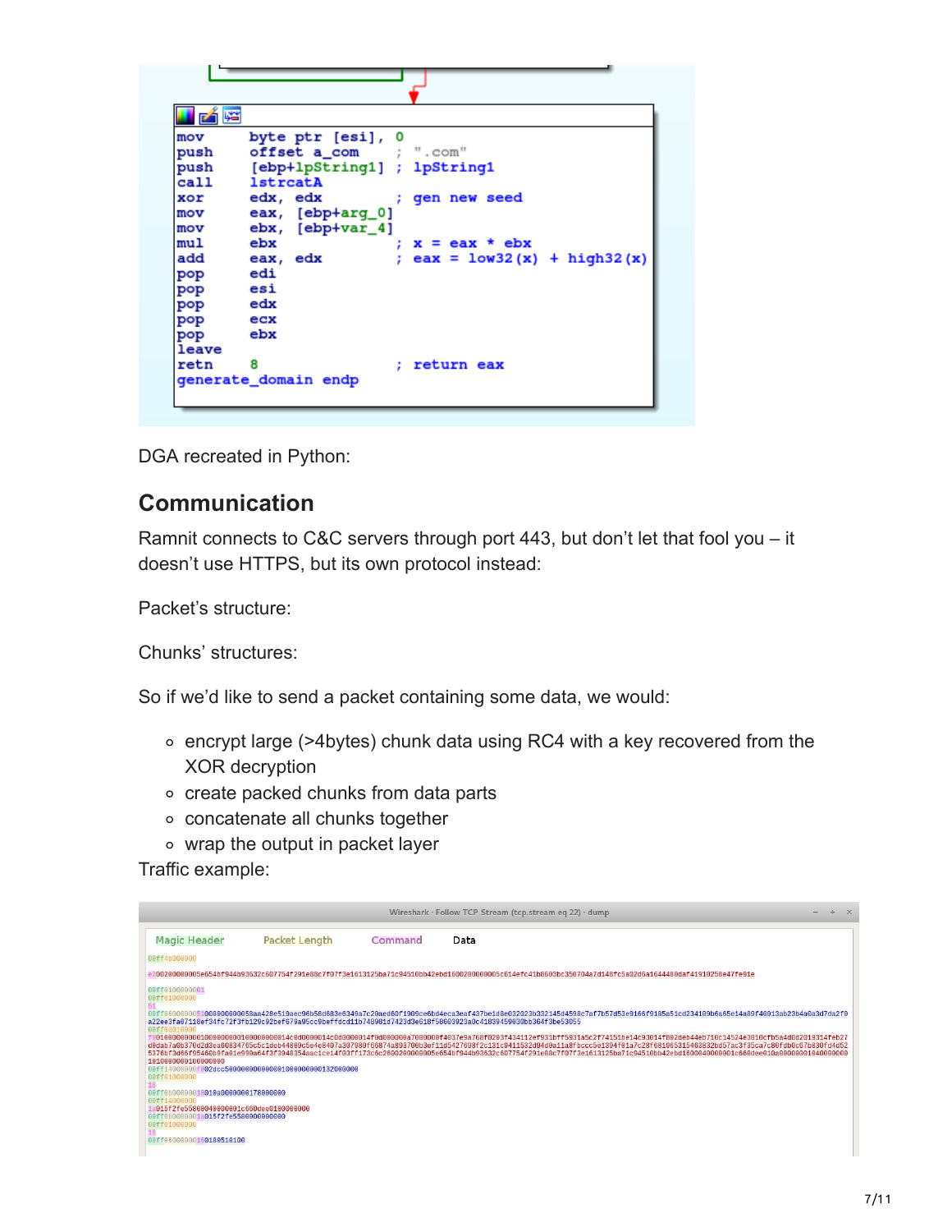```
mov     byte ptr [esi], 0
push    offset a_com        ; ".com"
push    [ebp+lpString1]     ; lpString1
call    lstrcatA
xor     edx, edx            ; gen new seed
mov     eax, [ebp+arg_0]
mov     ebx, [ebp+var_4]
mul     ebx                 ; x = eax * ebx
add     eax, edx            ; eax = low32(x) + high32(x)
pop     edi
pop     esi
pop     edx
pop     ecx
pop     ebx
leave
retn    8                   ; return eax
generate_domain endp
```

DGA recreated in Python:

## Communication

Ramnit connects to C&C servers through port 443, but don't let that fool you – it doesn't use HTTPS, but its own protocol instead:

Packet's structure:

Chunks' structures:

So if we'd like to send a packet containing some data, we would:

- encrypt large (>4bytes) chunk data using RC4 with a key recovered from the XOR decryption
- create packed chunks from data parts
- concatenate all chunks together
- wrap the output in packet layer

Traffic example: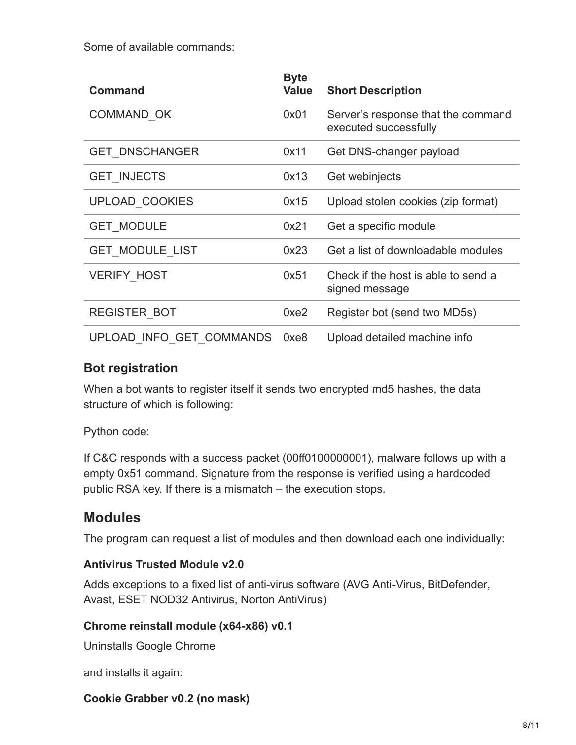Some of available commands:

| Command | Byte Value | Short Description |
| --- | --- | --- |
| COMMAND_OK | 0x01 | Server's response that the command executed successfully |
| GET_DNSCHANGER | 0x11 | Get DNS-changer payload |
| GET_INJECTS | 0x13 | Get webinjects |
| UPLOAD_COOKIES | 0x15 | Upload stolen cookies (zip format) |
| GET_MODULE | 0x21 | Get a specific module |
| GET_MODULE_LIST | 0x23 | Get a list of downloadable modules |
| VERIFY_HOST | 0x51 | Check if the host is able to send a signed message |
| REGISTER_BOT | 0xe2 | Register bot (send two MD5s) |
| UPLOAD_INFO_GET_COMMANDS | 0xe8 | Upload detailed machine info |

### Bot registration

When a bot wants to register itself it sends two encrypted md5 hashes, the data structure of which is following:

Python code:

If C&C responds with a success packet (00ff0100000001), malware follows up with a empty 0x51 command. Signature from the response is verified using a hardcoded public RSA key. If there is a mismatch – the execution stops.

## Modules

The program can request a list of modules and then download each one individually:

**Antivirus Trusted Module v2.0**

Adds exceptions to a fixed list of anti-virus software (AVG Anti-Virus, BitDefender, Avast, ESET NOD32 Antivirus, Norton AntiVirus)

**Chrome reinstall module (x64-x86) v0.1**

Uninstalls Google Chrome

and installs it again:

**Cookie Grabber v0.2 (no mask)**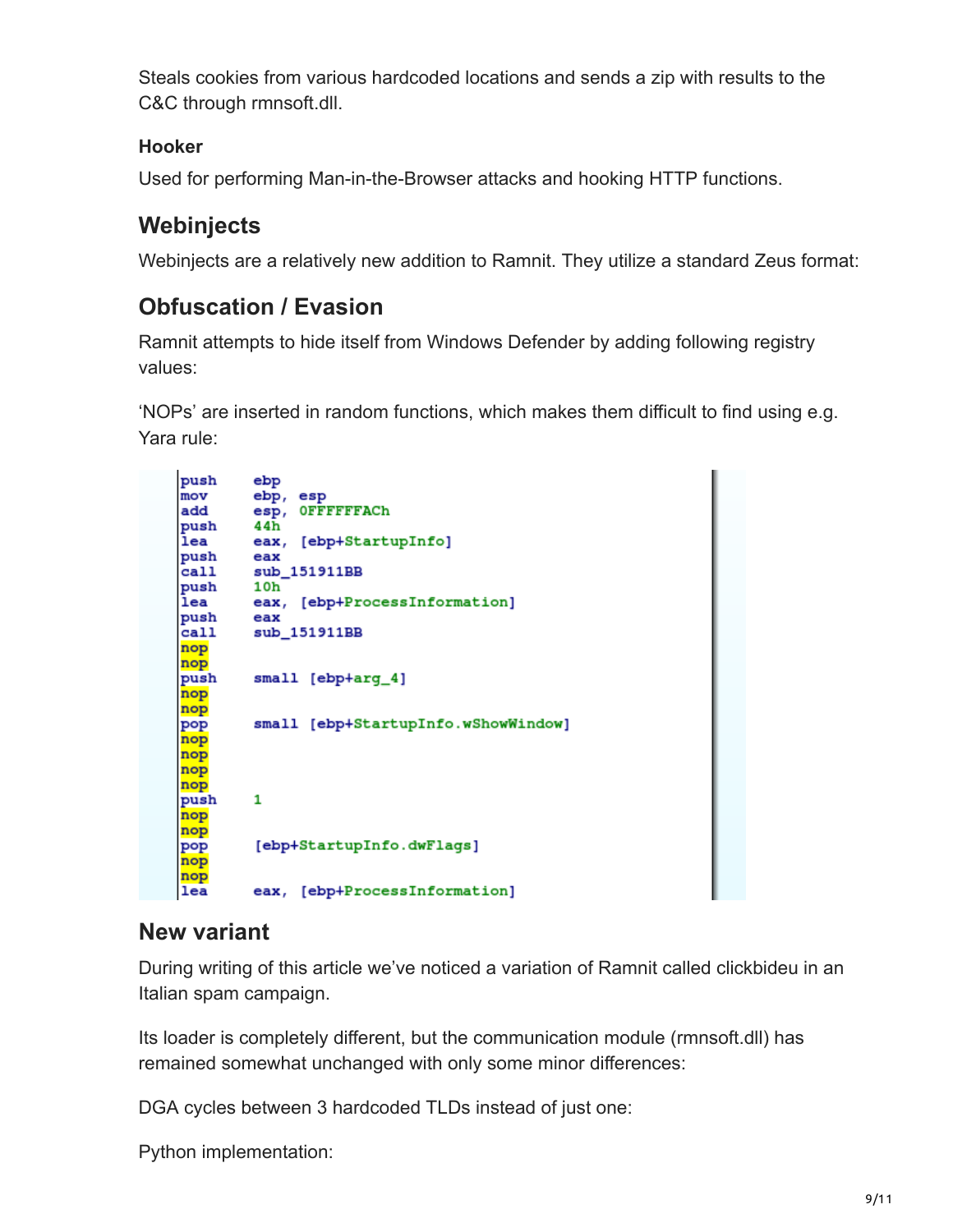Steals cookies from various hardcoded locations and sends a zip with results to the C&C through rmnsoft.dll.

### Hooker

Used for performing Man-in-the-Browser attacks and hooking HTTP functions.

## Webinjects

Webinjects are a relatively new addition to Ramnit. They utilize a standard Zeus format:

## Obfuscation / Evasion

Ramnit attempts to hide itself from Windows Defender by adding following registry values:

'NOPs' are inserted in random functions, which makes them difficult to find using e.g. Yara rule:

```
push    ebp
mov     ebp, esp
add     esp, 0FFFFFFACh
push    44h
lea     eax, [ebp+StartupInfo]
push    eax
call    sub_151911BB
push    10h
lea     eax, [ebp+ProcessInformation]
push    eax
call    sub_151911BB
nop
nop
push    small [ebp+arg_4]
nop
nop
pop     small [ebp+StartupInfo.wShowWindow]
nop
nop
nop
nop
push    1
nop
nop
pop     [ebp+StartupInfo.dwFlags]
nop
nop
lea     eax, [ebp+ProcessInformation]
```

## New variant

During writing of this article we've noticed a variation of Ramnit called clickbideu in an Italian spam campaign.

Its loader is completely different, but the communication module (rmnsoft.dll) has remained somewhat unchanged with only some minor differences:

DGA cycles between 3 hardcoded TLDs instead of just one:

Python implementation: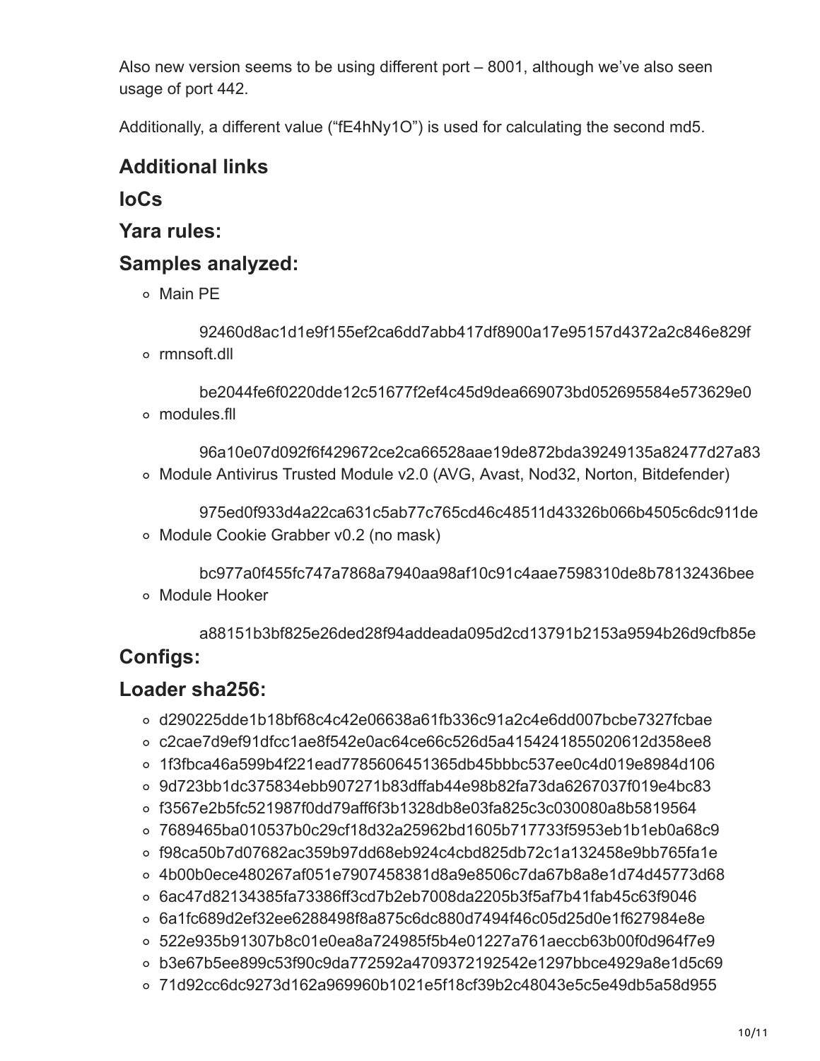Also new version seems to be using different port – 8001, although we've also seen usage of port 442.

Additionally, a different value ("fE4hNy1O") is used for calculating the second md5.

## Additional links

## IoCs

## Yara rules:

## Samples analyzed:

- Main PE

  92460d8ac1d1e9f155ef2ca6dd7abb417df8900a17e95157d4372a2c846e829f
- rmnsoft.dll

  be2044fe6f0220dde12c51677f2ef4c45d9dea669073bd052695584e573629e0
- modules.fll

  96a10e07d092f6f429672ce2ca66528aae19de872bda39249135a82477d27a83
- Module Antivirus Trusted Module v2.0 (AVG, Avast, Nod32, Norton, Bitdefender)

  975ed0f933d4a22ca631c5ab77c765cd46c48511d43326b066b4505c6dc911de
- Module Cookie Grabber v0.2 (no mask)

  bc977a0f455fc747a7868a7940aa98af10c91c4aae7598310de8b78132436bee
- Module Hooker

  a88151b3bf825e26ded28f94addeada095d2cd13791b2153a9594b26d9cfb85e

## Configs:

## Loader sha256:

- d290225dde1b18bf68c4c42e06638a61fb336c91a2c4e6dd007bcbe7327fcbae
- c2cae7d9ef91dfcc1ae8f542e0ac64ce66c526d5a4154241855020612d358ee8
- 1f3fbca46a599b4f221ead7785606451365db45bbbc537ee0c4d019e8984d106
- 9d723bb1dc375834ebb907271b83dffab44e98b82fa73da6267037f019e4bc83
- f3567e2b5fc521987f0dd79aff6f3b1328db8e03fa825c3c030080a8b5819564
- 7689465ba010537b0c29cf18d32a25962bd1605b717733f5953eb1b1eb0a68c9
- f98ca50b7d07682ac359b97dd68eb924c4cbd825db72c1a132458e9bb765fa1e
- 4b00b0ece480267af051e7907458381d8a9e8506c7da67b8a8e1d74d45773d68
- 6ac47d82134385fa73386ff3cd7b2eb7008da2205b3f5af7b41fab45c63f9046
- 6a1fc689d2ef32ee6288498f8a875c6dc880d7494f46c05d25d0e1f627984e8e
- 522e935b91307b8c01e0ea8a724985f5b4e01227a761aeccb63b00f0d964f7e9
- b3e67b5ee899c53f90c9da772592a4709372192542e1297bbce4929a8e1d5c69
- 71d92cc6dc9273d162a969960b1021e5f18cf39b2c48043e5c5e49db5a58d955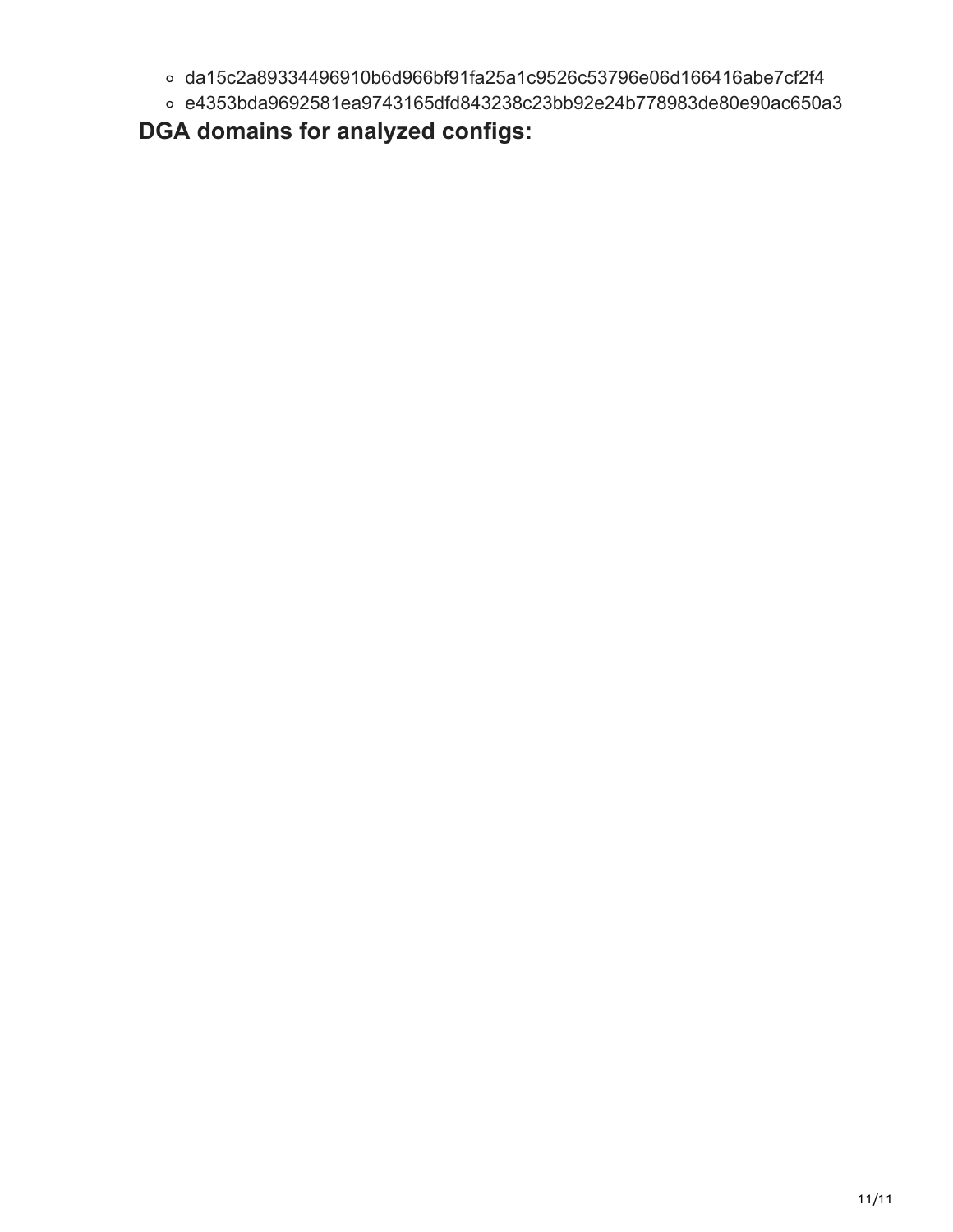- da15c2a89334496910b6d966bf91fa25a1c9526c53796e06d166416abe7cf2f4
- e4353bda9692581ea9743165dfd843238c23bb92e24b778983de80e90ac650a3

**DGA domains for analyzed configs:**